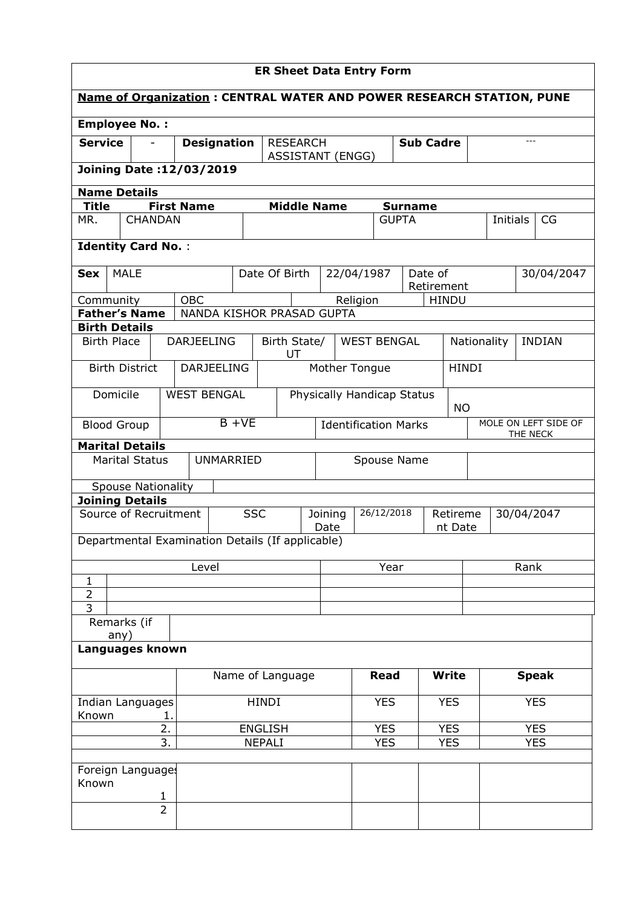# ER Sheet Data Entry Form

**Name of Organization : CENTRAL WATER AND POWER RESEARCH STATION, PUNE**

**Employee No. :**

| **Service** | - | **Designation** | RESEARCH ASSISTANT (ENGG) | **Sub Cadre** | --- |
|---|---|---|---|---|---|

**Joining Date :12/03/2019**

**Name Details**

| **Title** | **First Name** | **Middle Name** | **Surname** | | |
|---|---|---|---|---|---|
| MR. | CHANDAN | | GUPTA | Initials | CG |

**Identity Card No.** :

| **Sex** | MALE | Date Of Birth | 22/04/1987 | Date of Retirement | 30/04/2047 |
|---|---|---|---|---|---|
| Community | OBC | Religion | HINDU | | |
| **Father's Name** | NANDA KISHOR PRASAD GUPTA | | | | |

**Birth Details**

| Birth Place | DARJEELING | Birth State/ UT | WEST BENGAL | Nationality | INDIAN |
|---|---|---|---|---|---|
| Birth District | DARJEELING | Mother Tongue | HINDI | | |
| Domicile | WEST BENGAL | Physically Handicap Status | NO | | |
| Blood Group | B +VE | Identification Marks | MOLE ON LEFT SIDE OF THE NECK | | |

**Marital Details**

| Marital Status | UNMARRIED | Spouse Name | |
|---|---|---|---|
| Spouse Nationality | | | |

**Joining Details**

| Source of Recruitment | SSC | Joining Date | 26/12/2018 | Retirement Date | 30/04/2047 |
|---|---|---|---|---|---|

Departmental Examination Details (If applicable)

| | Level | Year | Rank |
|---|---|---|---|
| 1 | | | |
| 2 | | | |
| 3 | | | |

| Remarks (if any) | |
|---|---|

**Languages known**

| | Name of Language | **Read** | **Write** | **Speak** |
|---|---|---|---|---|
| Indian Languages Known 1. | HINDI | YES | YES | YES |
| 2. | ENGLISH | YES | YES | YES |
| 3. | NEPALI | YES | YES | YES |
| | | | | |
| Foreign Languages Known 1 | | | | |
| 2 | | | | |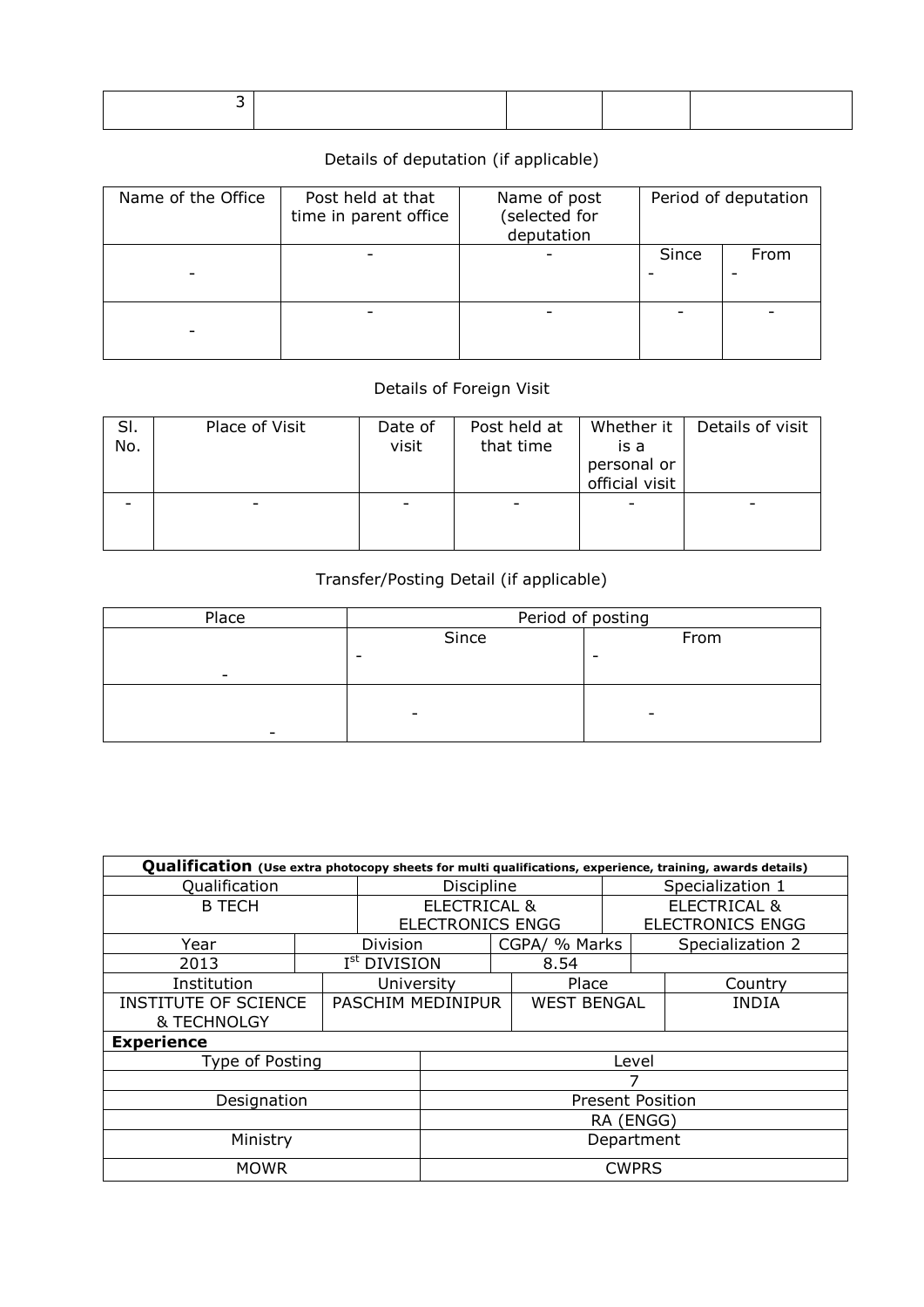| 3 | | | | |
|---|---|---|---|---|

Details of deputation (if applicable)

| Name of the Office | Post held at that time in parent office | Name of post (selected for deputation | Period of deputation | |
|---|---|---|---|---|
| | | | Since | From |
| - | - | - | - | - |
| - | - | - | - | - |

Details of Foreign Visit

| Sl. No. | Place of Visit | Date of visit | Post held at that time | Whether it is a personal or official visit | Details of visit |
|---|---|---|---|---|---|
| - | - | - | - | - | - |

Transfer/Posting Detail (if applicable)

| Place | Period of posting | |
|---|---|---|
| | Since | From |
| - | - | - |
| - | - | - |

| **Qualification** (Use extra photocopy sheets for multi qualifications, experience, training, awards details) | | | | | |
|---|---|---|---|---|---|
| Qualification | Discipline | | Specialization 1 | | |
| B TECH | ELECTRICAL & ELECTRONICS ENGG | | ELECTRICAL & ELECTRONICS ENGG | | |
| Year | Division | CGPA/ % Marks | Specialization 2 | | |
| 2013 | I$^{st}$ DIVISION | 8.54 | | | |
| Institution | University | Place | Country | | |
| INSTITUTE OF SCIENCE & TECHNOLGY | PASCHIM MEDINIPUR | WEST BENGAL | INDIA | | |
| **Experience** | | | | | |
| Type of Posting | Level | | | | |
| | 7 | | | | |
| Designation | Present Position | | | | |
| | RA (ENGG) | | | | |
| Ministry | Department | | | | |
| MOWR | CWPRS | | | | |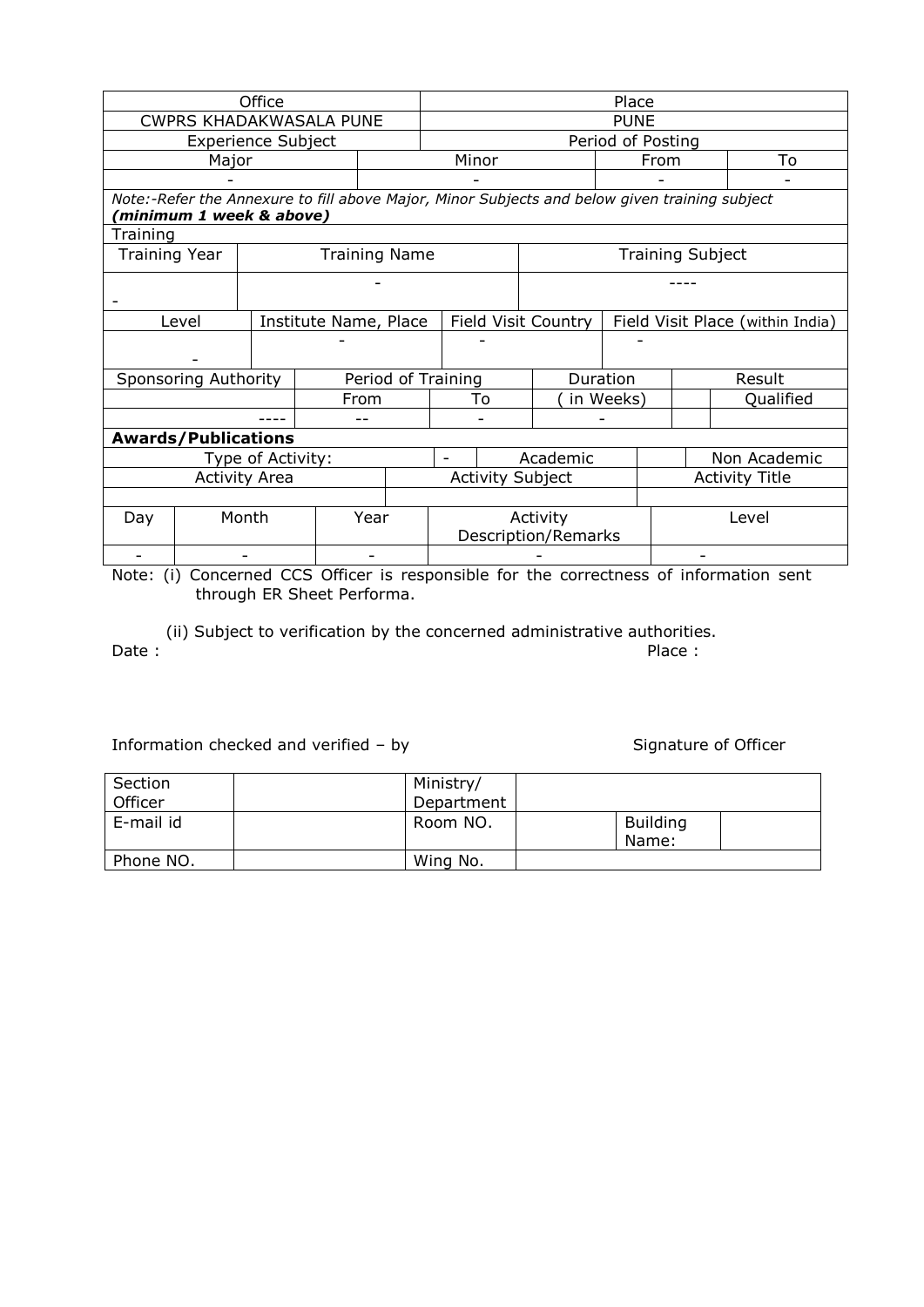| Office | | Place | |
|---|---|---|---|
| CWPRS KHADAKWASALA PUNE | | PUNE | |
| Experience Subject | | Period of Posting | |
| Major | Minor | From | To |
| - | - | - | - |

*Note:-Refer the Annexure to fill above Major, Minor Subjects and below given training subject* ***(minimum 1 week & above)***

Training

| Training Year | Training Name | Training Subject |
|---|---|---|
| - | - | ---- |

| Level | Institute Name, Place | Field Visit Country | Field Visit Place (within India) |
|---|---|---|---|
| - | - | - | - |

| Sponsoring Authority | Period of Training | | Duration | Result | |
|---|---|---|---|---|---|
| | From | To | ( in Weeks) | | Qualified |
| ---- | -- | - | - | | |

**Awards/Publications**

| Type of Activity: | - | Academic | | Non Academic |
|---|---|---|---|---|
| Activity Area | Activity Subject | | Activity Title | |
| | | | | |

| Day | Month | Year | Activity Description/Remarks | Level |
|---|---|---|---|---|
| - | - | - | - | - |

Note: (i) Concerned CCS Officer is responsible for the correctness of information sent through ER Sheet Performa.

(ii) Subject to verification by the concerned administrative authorities.

Date : Place :

Information checked and verified – by Signature of Officer

| | | | | | |
|---|---|---|---|---|---|
| Section Officer | | Ministry/ Department | | | |
| E-mail id | | Room NO. | | Building Name: | |
| Phone NO. | | Wing No. | | | |